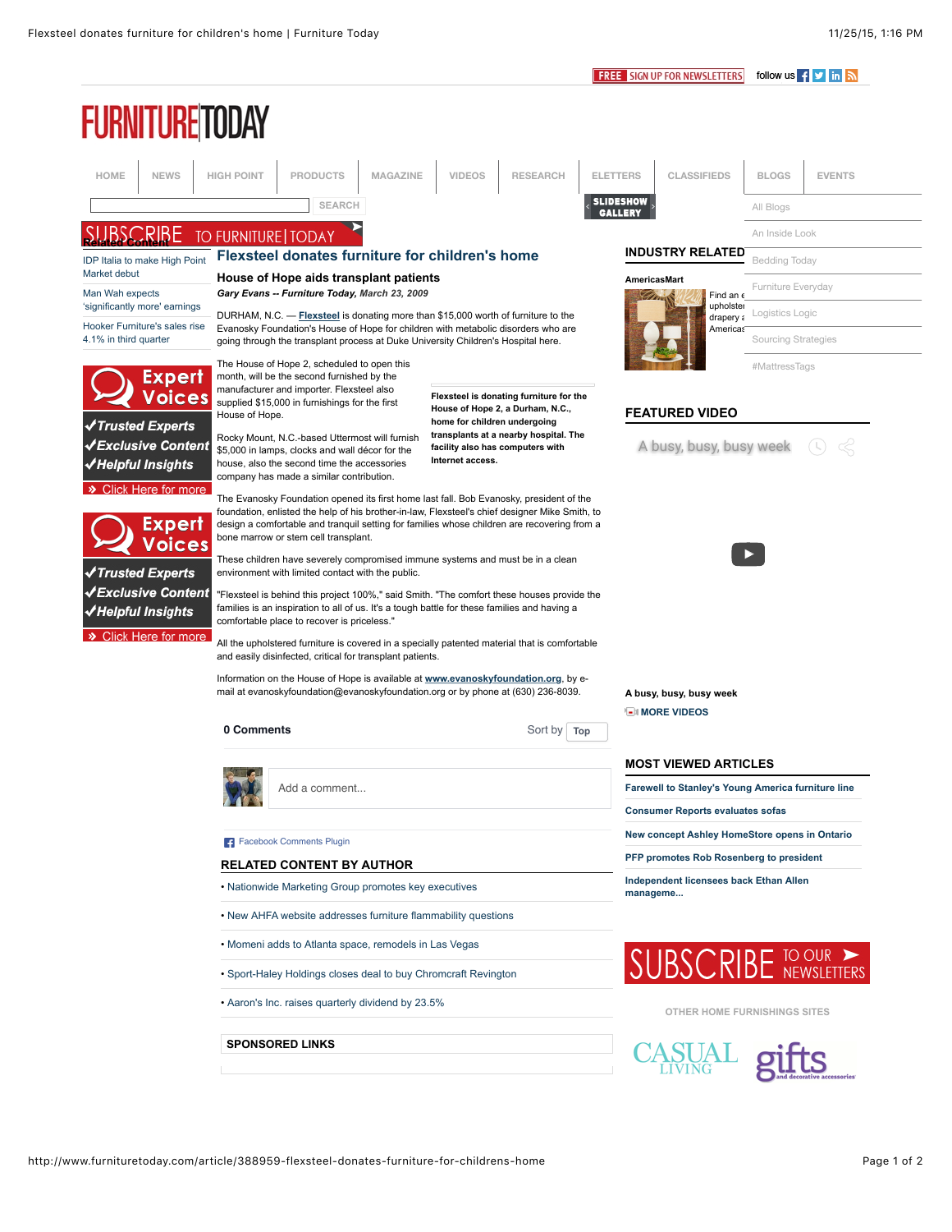# Flexsteel donates furniture for children's home

## House of Hope aids transplant patients

***Gary Evans -- Furniture Today,*** *March 23, 2009*

DURHAM, N.C. — Flexsteel is donating more than $15,000 worth of furniture to the Evanosky Foundation's House of Hope for children with metabolic disorders who are going through the transplant process at Duke University Children's Hospital here.

The House of Hope 2, scheduled to open this month, will be the second furnished by the manufacturer and importer. Flexsteel also supplied $15,000 in furnishings for the first House of Hope.

**Flexsteel is donating furniture for the House of Hope 2, a Durham, N.C., home for children undergoing transplants at a nearby hospital. The facility also has computers with Internet access.**

Rocky Mount, N.C.-based Uttermost will furnish $5,000 in lamps, clocks and wall décor for the house, also the second time the accessories company has made a similar contribution.

The Evanosky Foundation opened its first home last fall. Bob Evanosky, president of the foundation, enlisted the help of his brother-in-law, Flexsteel's chief designer Mike Smith, to design a comfortable and tranquil setting for families whose children are recovering from a bone marrow or stem cell transplant.

These children have severely compromised immune systems and must be in a clean environment with limited contact with the public.

"Flexsteel is behind this project 100%," said Smith. "The comfort these houses provide the families is an inspiration to all of us. It's a tough battle for these families and having a comfortable place to recover is priceless."

All the upholstered furniture is covered in a specially patented material that is comfortable and easily disinfected, critical for transplant patients.

Information on the House of Hope is available at www.evanoskyfoundation.org, by e-mail at evanoskyfoundation@evanoskyfoundation.org or by phone at (630) 236-8039.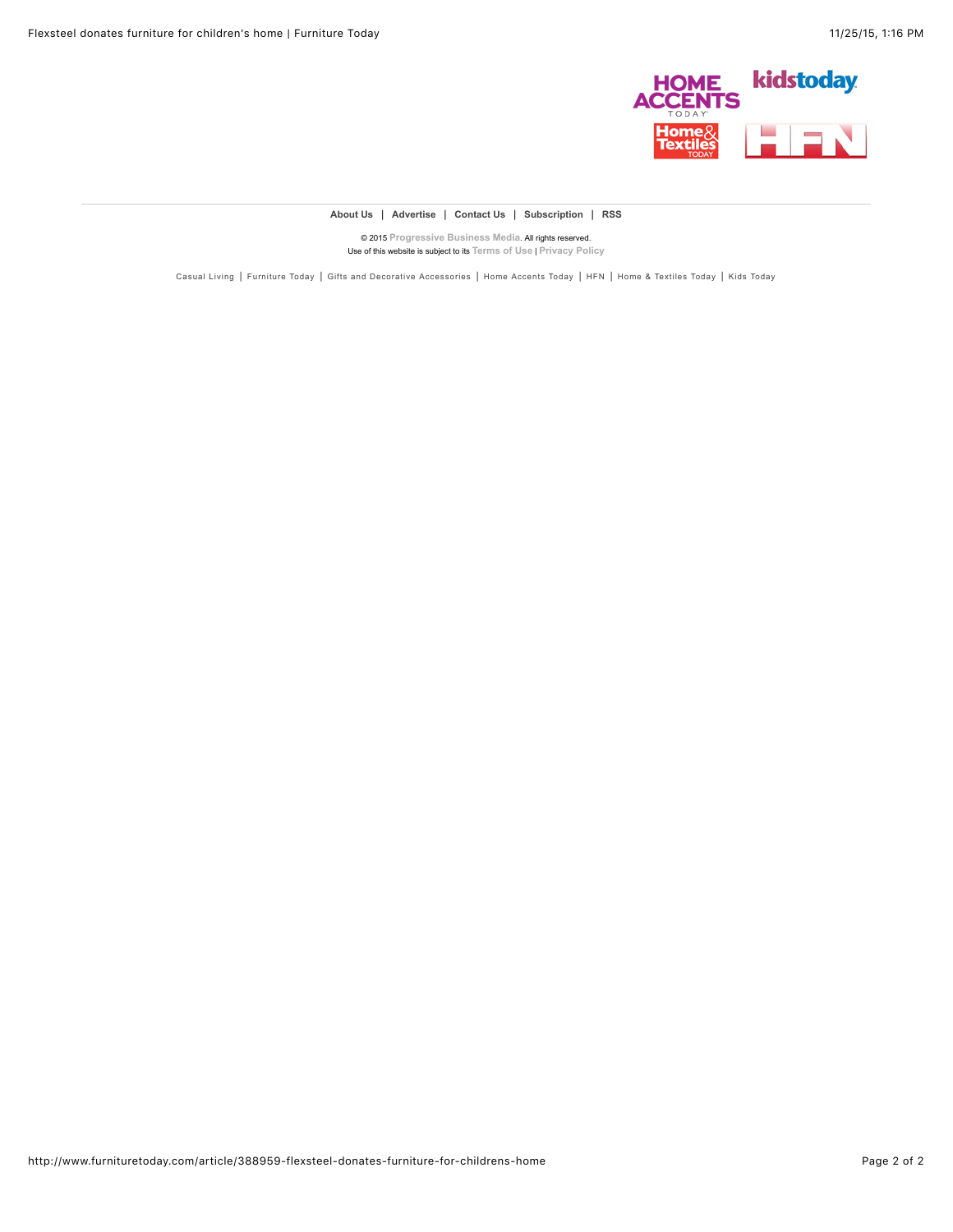HOME ACCENTS TODAY

kidstoday

Home & Textiles TODAY

HFN

**About Us** | **Advertise** | **Contact Us** | **Subscription** | **RSS**

© 2015 Progressive Business Media. All rights reserved.
Use of this website is subject to its Terms of Use | Privacy Policy

Casual Living | Furniture Today | Gifts and Decorative Accessories | Home Accents Today | HFN | Home & Textiles Today | Kids Today